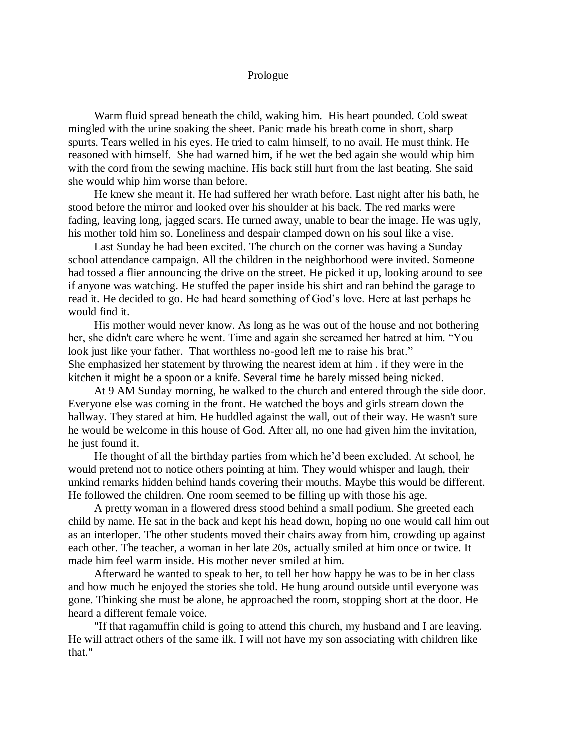# Prologue

Warm fluid spread beneath the child, waking him. His heart pounded. Cold sweat mingled with the urine soaking the sheet. Panic made his breath come in short, sharp spurts. Tears welled in his eyes. He tried to calm himself, to no avail. He must think. He reasoned with himself. She had warned him, if he wet the bed again she would whip him with the cord from the sewing machine. His back still hurt from the last beating. She said she would whip him worse than before.

He knew she meant it. He had suffered her wrath before. Last night after his bath, he stood before the mirror and looked over his shoulder at his back. The red marks were fading, leaving long, jagged scars. He turned away, unable to bear the image. He was ugly, his mother told him so. Loneliness and despair clamped down on his soul like a vise.

Last Sunday he had been excited. The church on the corner was having a Sunday school attendance campaign. All the children in the neighborhood were invited. Someone had tossed a flier announcing the drive on the street. He picked it up, looking around to see if anyone was watching. He stuffed the paper inside his shirt and ran behind the garage to read it. He decided to go. He had heard something of God's love. Here at last perhaps he would find it.

His mother would never know. As long as he was out of the house and not bothering her, she didn't care where he went. Time and again she screamed her hatred at him. "You look just like your father. That worthless no-good left me to raise his brat." She emphasized her statement by throwing the nearest idem at him . if they were in the kitchen it might be a spoon or a knife. Several time he barely missed being nicked.

At 9 AM Sunday morning, he walked to the church and entered through the side door. Everyone else was coming in the front. He watched the boys and girls stream down the hallway. They stared at him. He huddled against the wall, out of their way. He wasn't sure he would be welcome in this house of God. After all, no one had given him the invitation, he just found it.

He thought of all the birthday parties from which he'd been excluded. At school, he would pretend not to notice others pointing at him. They would whisper and laugh, their unkind remarks hidden behind hands covering their mouths. Maybe this would be different. He followed the children. One room seemed to be filling up with those his age.

A pretty woman in a flowered dress stood behind a small podium. She greeted each child by name. He sat in the back and kept his head down, hoping no one would call him out as an interloper. The other students moved their chairs away from him, crowding up against each other. The teacher, a woman in her late 20s, actually smiled at him once or twice. It made him feel warm inside. His mother never smiled at him.

Afterward he wanted to speak to her, to tell her how happy he was to be in her class and how much he enjoyed the stories she told. He hung around outside until everyone was gone. Thinking she must be alone, he approached the room, stopping short at the door. He heard a different female voice.

"If that ragamuffin child is going to attend this church, my husband and I are leaving. He will attract others of the same ilk. I will not have my son associating with children like that."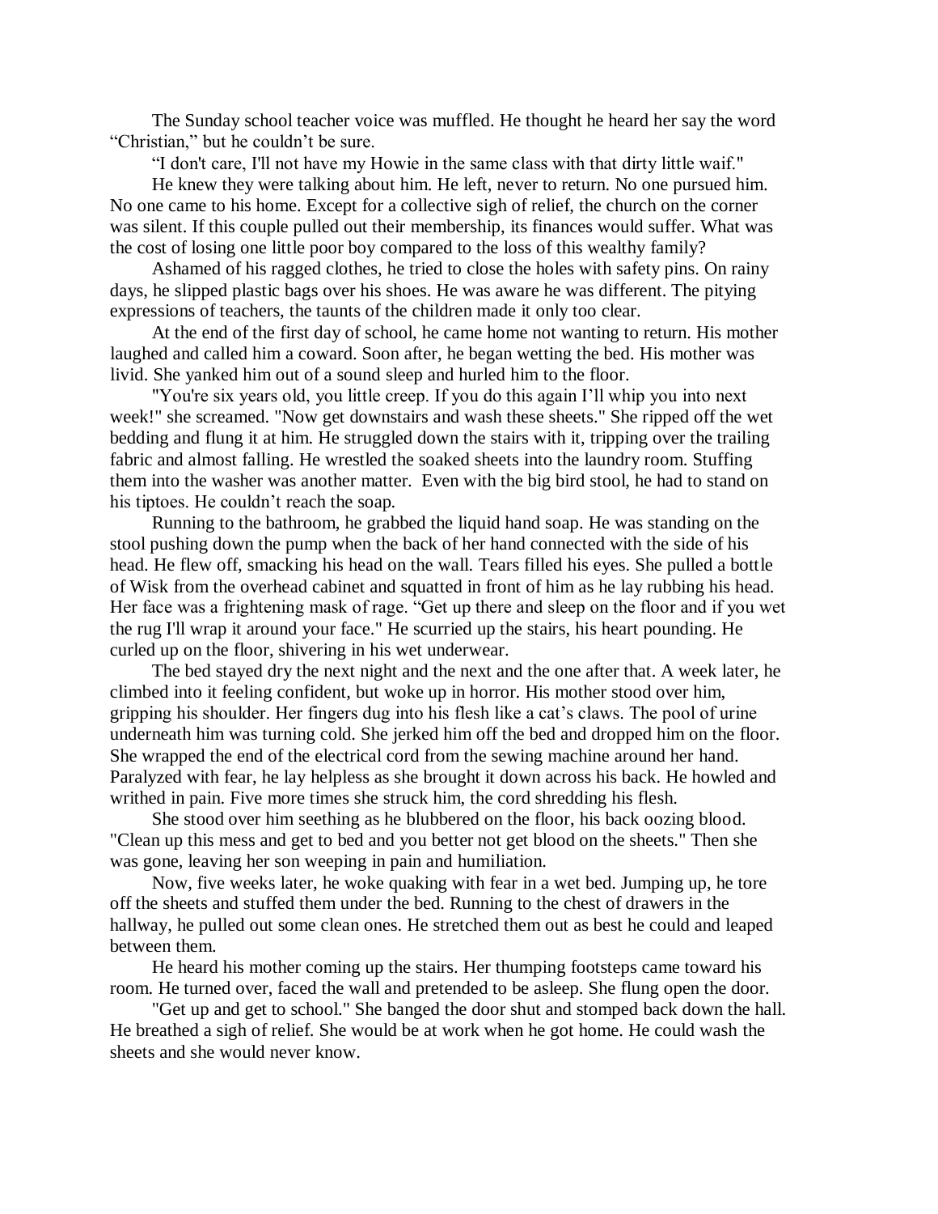The Sunday school teacher voice was muffled. He thought he heard her say the word "Christian," but he couldn't be sure.

"I don't care, I'll not have my Howie in the same class with that dirty little waif."

He knew they were talking about him. He left, never to return. No one pursued him. No one came to his home. Except for a collective sigh of relief, the church on the corner was silent. If this couple pulled out their membership, its finances would suffer. What was the cost of losing one little poor boy compared to the loss of this wealthy family?

Ashamed of his ragged clothes, he tried to close the holes with safety pins. On rainy days, he slipped plastic bags over his shoes. He was aware he was different. The pitying expressions of teachers, the taunts of the children made it only too clear.

At the end of the first day of school, he came home not wanting to return. His mother laughed and called him a coward. Soon after, he began wetting the bed. His mother was livid. She yanked him out of a sound sleep and hurled him to the floor.

"You're six years old, you little creep. If you do this again I'll whip you into next week!" she screamed. "Now get downstairs and wash these sheets." She ripped off the wet bedding and flung it at him. He struggled down the stairs with it, tripping over the trailing fabric and almost falling. He wrestled the soaked sheets into the laundry room. Stuffing them into the washer was another matter. Even with the big bird stool, he had to stand on his tiptoes. He couldn't reach the soap.

Running to the bathroom, he grabbed the liquid hand soap. He was standing on the stool pushing down the pump when the back of her hand connected with the side of his head. He flew off, smacking his head on the wall. Tears filled his eyes. She pulled a bottle of Wisk from the overhead cabinet and squatted in front of him as he lay rubbing his head. Her face was a frightening mask of rage. "Get up there and sleep on the floor and if you wet the rug I'll wrap it around your face." He scurried up the stairs, his heart pounding. He curled up on the floor, shivering in his wet underwear.

The bed stayed dry the next night and the next and the one after that. A week later, he climbed into it feeling confident, but woke up in horror. His mother stood over him, gripping his shoulder. Her fingers dug into his flesh like a cat's claws. The pool of urine underneath him was turning cold. She jerked him off the bed and dropped him on the floor. She wrapped the end of the electrical cord from the sewing machine around her hand. Paralyzed with fear, he lay helpless as she brought it down across his back. He howled and writhed in pain. Five more times she struck him, the cord shredding his flesh.

She stood over him seething as he blubbered on the floor, his back oozing blood. "Clean up this mess and get to bed and you better not get blood on the sheets." Then she was gone, leaving her son weeping in pain and humiliation.

Now, five weeks later, he woke quaking with fear in a wet bed. Jumping up, he tore off the sheets and stuffed them under the bed. Running to the chest of drawers in the hallway, he pulled out some clean ones. He stretched them out as best he could and leaped between them.

He heard his mother coming up the stairs. Her thumping footsteps came toward his room. He turned over, faced the wall and pretended to be asleep. She flung open the door.

"Get up and get to school." She banged the door shut and stomped back down the hall. He breathed a sigh of relief. She would be at work when he got home. He could wash the sheets and she would never know.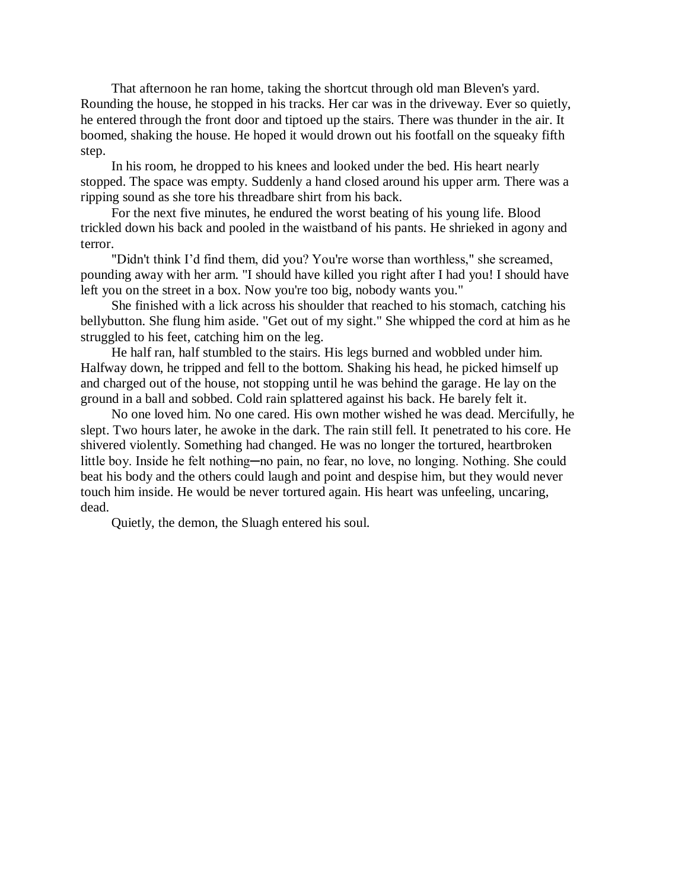That afternoon he ran home, taking the shortcut through old man Bleven's yard. Rounding the house, he stopped in his tracks. Her car was in the driveway. Ever so quietly, he entered through the front door and tiptoed up the stairs. There was thunder in the air. It boomed, shaking the house. He hoped it would drown out his footfall on the squeaky fifth step.

In his room, he dropped to his knees and looked under the bed. His heart nearly stopped. The space was empty. Suddenly a hand closed around his upper arm. There was a ripping sound as she tore his threadbare shirt from his back.

For the next five minutes, he endured the worst beating of his young life. Blood trickled down his back and pooled in the waistband of his pants. He shrieked in agony and terror.

"Didn't think I'd find them, did you? You're worse than worthless," she screamed, pounding away with her arm. "I should have killed you right after I had you! I should have left you on the street in a box. Now you're too big, nobody wants you."

She finished with a lick across his shoulder that reached to his stomach, catching his bellybutton. She flung him aside. "Get out of my sight." She whipped the cord at him as he struggled to his feet, catching him on the leg.

He half ran, half stumbled to the stairs. His legs burned and wobbled under him. Halfway down, he tripped and fell to the bottom. Shaking his head, he picked himself up and charged out of the house, not stopping until he was behind the garage. He lay on the ground in a ball and sobbed. Cold rain splattered against his back. He barely felt it.

No one loved him. No one cared. His own mother wished he was dead. Mercifully, he slept. Two hours later, he awoke in the dark. The rain still fell. It penetrated to his core. He shivered violently. Something had changed. He was no longer the tortured, heartbroken little boy. Inside he felt nothing─no pain, no fear, no love, no longing. Nothing. She could beat his body and the others could laugh and point and despise him, but they would never touch him inside. He would be never tortured again. His heart was unfeeling, uncaring, dead.

Quietly, the demon, the Sluagh entered his soul.